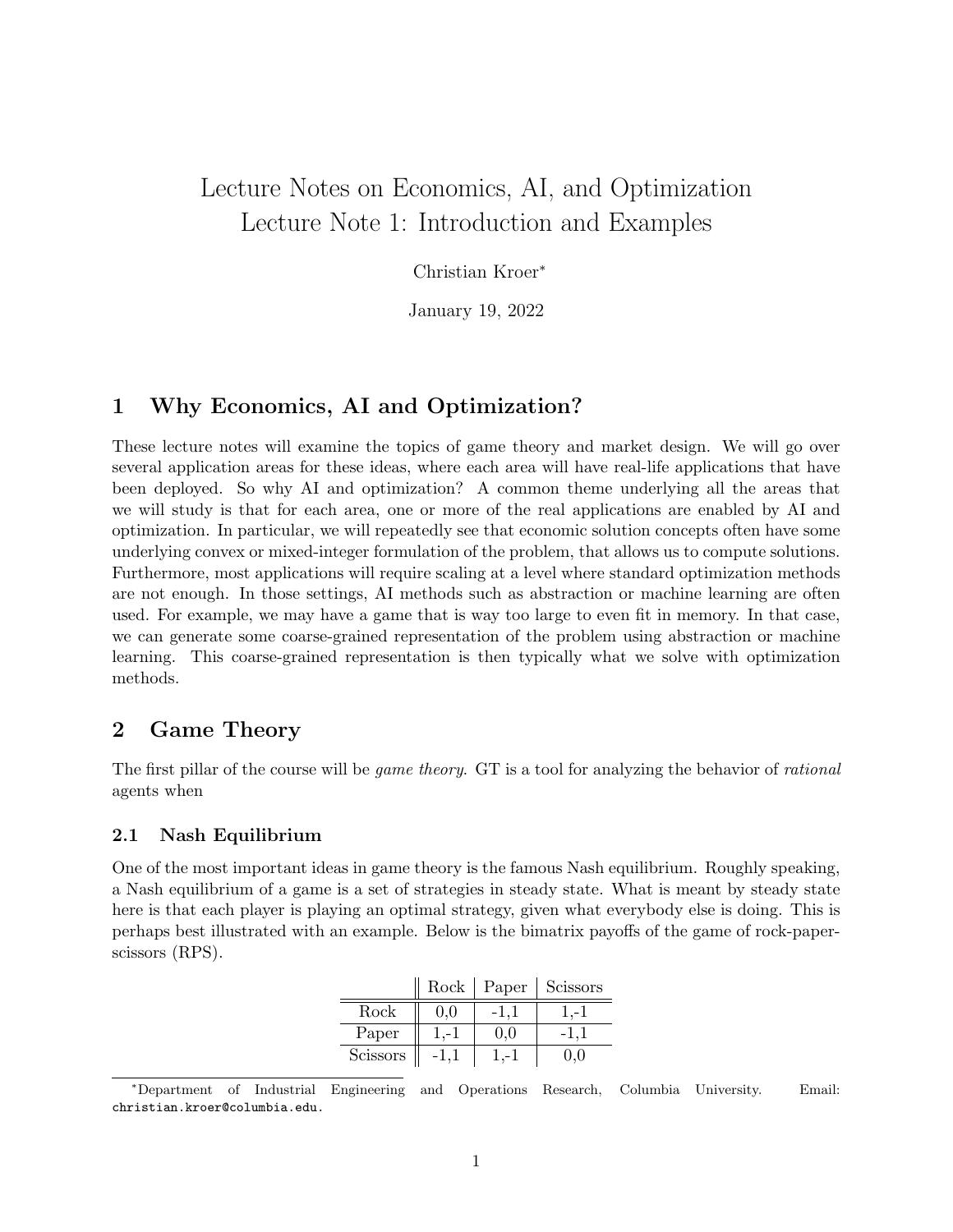# Lecture Notes on Economics, AI, and Optimization
# Lecture Note 1: Introduction and Examples

Christian Kroer*

January 19, 2022

## 1 Why Economics, AI and Optimization?

These lecture notes will examine the topics of game theory and market design. We will go over several application areas for these ideas, where each area will have real-life applications that have been deployed. So why AI and optimization? A common theme underlying all the areas that we will study is that for each area, one or more of the real applications are enabled by AI and optimization. In particular, we will repeatedly see that economic solution concepts often have some underlying convex or mixed-integer formulation of the problem, that allows us to compute solutions. Furthermore, most applications will require scaling at a level where standard optimization methods are not enough. In those settings, AI methods such as abstraction or machine learning are often used. For example, we may have a game that is way too large to even fit in memory. In that case, we can generate some coarse-grained representation of the problem using abstraction or machine learning. This coarse-grained representation is then typically what we solve with optimization methods.

## 2 Game Theory

The first pillar of the course will be *game theory*. GT is a tool for analyzing the behavior of *rational* agents when

### 2.1 Nash Equilibrium

One of the most important ideas in game theory is the famous Nash equilibrium. Roughly speaking, a Nash equilibrium of a game is a set of strategies in steady state. What is meant by steady state here is that each player is playing an optimal strategy, given what everybody else is doing. This is perhaps best illustrated with an example. Below is the bimatrix payoffs of the game of rock-paper-scissors (RPS).

| | Rock | Paper | Scissors |
|---|---|---|---|
| Rock | 0,0 | -1,1 | 1,-1 |
| Paper | 1,-1 | 0,0 | -1,1 |
| Scissors | -1,1 | 1,-1 | 0,0 |

*Department of Industrial Engineering and Operations Research, Columbia University. Email: christian.kroer@columbia.edu.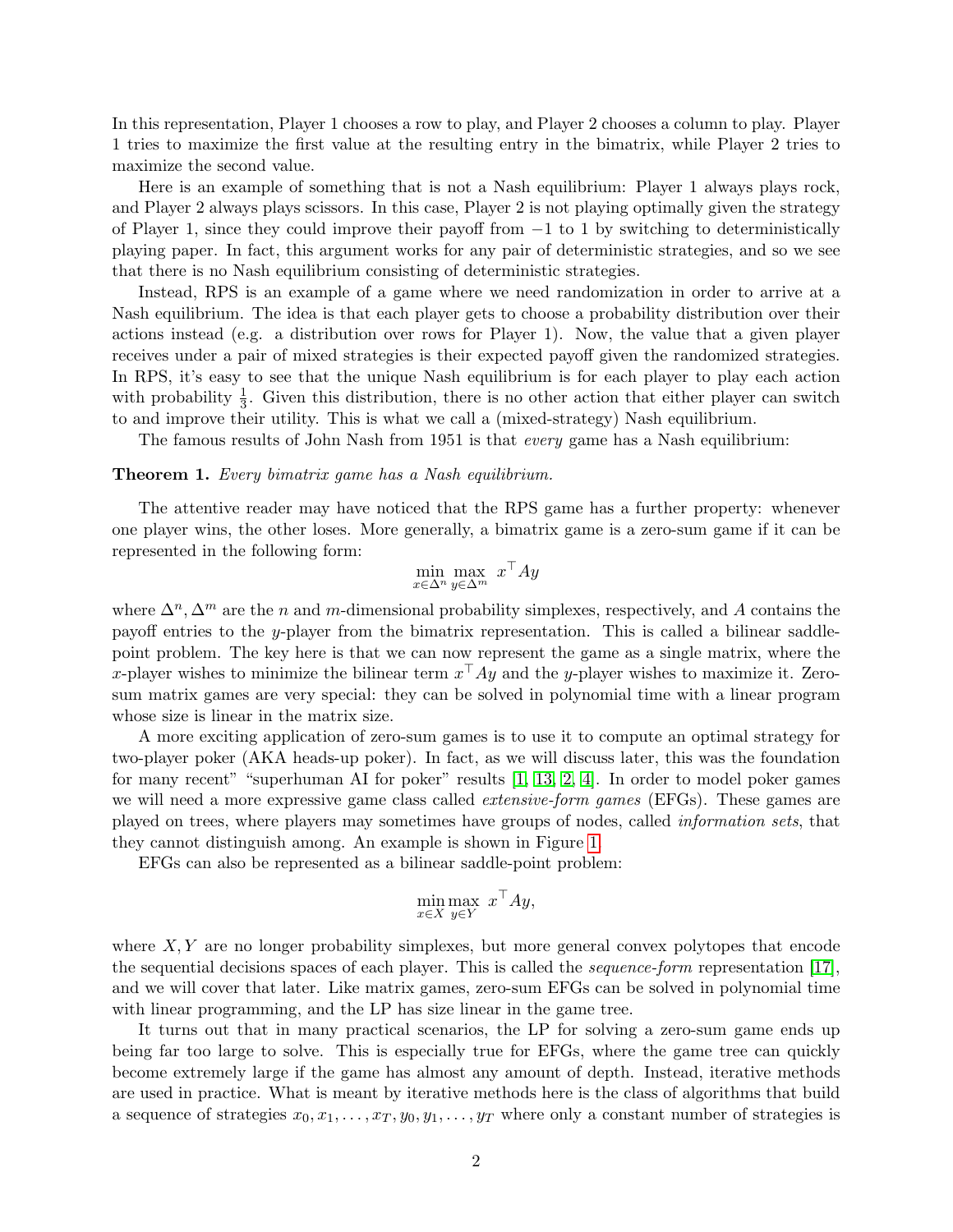In this representation, Player 1 chooses a row to play, and Player 2 chooses a column to play. Player 1 tries to maximize the first value at the resulting entry in the bimatrix, while Player 2 tries to maximize the second value.

Here is an example of something that is not a Nash equilibrium: Player 1 always plays rock, and Player 2 always plays scissors. In this case, Player 2 is not playing optimally given the strategy of Player 1, since they could improve their payoff from $-1$ to $1$ by switching to deterministically playing paper. In fact, this argument works for any pair of deterministic strategies, and so we see that there is no Nash equilibrium consisting of deterministic strategies.

Instead, RPS is an example of a game where we need randomization in order to arrive at a Nash equilibrium. The idea is that each player gets to choose a probability distribution over their actions instead (e.g. a distribution over rows for Player 1). Now, the value that a given player receives under a pair of mixed strategies is their expected payoff given the randomized strategies. In RPS, it's easy to see that the unique Nash equilibrium is for each player to play each action with probability $\frac{1}{3}$. Given this distribution, there is no other action that either player can switch to and improve their utility. This is what we call a (mixed-strategy) Nash equilibrium.

The famous results of John Nash from 1951 is that *every* game has a Nash equilibrium:

**Theorem 1.** *Every bimatrix game has a Nash equilibrium.*

The attentive reader may have noticed that the RPS game has a further property: whenever one player wins, the other loses. More generally, a bimatrix game is a zero-sum game if it can be represented in the following form:

$$\min_{x \in \Delta^n} \max_{y \in \Delta^m} x^\top A y$$

where $\Delta^n, \Delta^m$ are the $n$ and $m$-dimensional probability simplexes, respectively, and $A$ contains the payoff entries to the $y$-player from the bimatrix representation. This is called a bilinear saddle-point problem. The key here is that we can now represent the game as a single matrix, where the $x$-player wishes to minimize the bilinear term $x^\top A y$ and the $y$-player wishes to maximize it. Zero-sum matrix games are very special: they can be solved in polynomial time with a linear program whose size is linear in the matrix size.

A more exciting application of zero-sum games is to use it to compute an optimal strategy for two-player poker (AKA heads-up poker). In fact, as we will discuss later, this was the foundation for many recent" "superhuman AI for poker" results [1, 13, 2, 4]. In order to model poker games we will need a more expressive game class called *extensive-form games* (EFGs). These games are played on trees, where players may sometimes have groups of nodes, called *information sets*, that they cannot distinguish among. An example is shown in Figure 1.

EFGs can also be represented as a bilinear saddle-point problem:

$$\min_{x \in X} \max_{y \in Y} x^\top A y,$$

where $X, Y$ are no longer probability simplexes, but more general convex polytopes that encode the sequential decisions spaces of each player. This is called the *sequence-form* representation [17], and we will cover that later. Like matrix games, zero-sum EFGs can be solved in polynomial time with linear programming, and the LP has size linear in the game tree.

It turns out that in many practical scenarios, the LP for solving a zero-sum game ends up being far too large to solve. This is especially true for EFGs, where the game tree can quickly become extremely large if the game has almost any amount of depth. Instead, iterative methods are used in practice. What is meant by iterative methods here is the class of algorithms that build a sequence of strategies $x_0, x_1, \ldots, x_T, y_0, y_1, \ldots, y_T$ where only a constant number of strategies is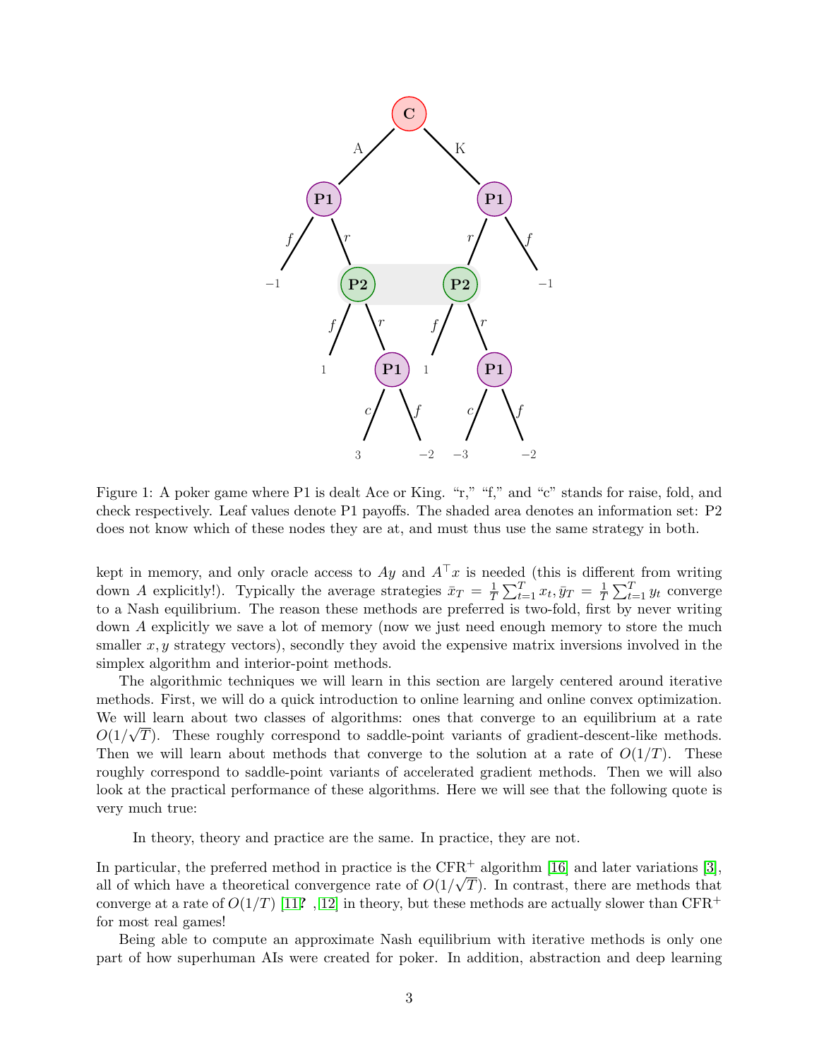Figure 1: A poker game where P1 is dealt Ace or King. "r," "f," and "c" stands for raise, fold, and check respectively. Leaf values denote P1 payoffs. The shaded area denotes an information set: P2 does not know which of these nodes they are at, and must thus use the same strategy in both.

kept in memory, and only oracle access to $Ay$ and $A^\top x$ is needed (this is different from writing down $A$ explicitly!). Typically the average strategies $\bar{x}_T = \frac{1}{T}\sum_{t=1}^T x_t, \bar{y}_T = \frac{1}{T}\sum_{t=1}^T y_t$ converge to a Nash equilibrium. The reason these methods are preferred is two-fold, first by never writing down $A$ explicitly we save a lot of memory (now we just need enough memory to store the much smaller $x, y$ strategy vectors), secondly they avoid the expensive matrix inversions involved in the simplex algorithm and interior-point methods.

The algorithmic techniques we will learn in this section are largely centered around iterative methods. First, we will do a quick introduction to online learning and online convex optimization. We will learn about two classes of algorithms: ones that converge to an equilibrium at a rate $O(1/\sqrt{T})$. These roughly correspond to saddle-point variants of gradient-descent-like methods. Then we will learn about methods that converge to the solution at a rate of $O(1/T)$. These roughly correspond to saddle-point variants of accelerated gradient methods. Then we will also look at the practical performance of these algorithms. Here we will see that the following quote is very much true:

> In theory, theory and practice are the same. In practice, they are not.

In particular, the preferred method in practice is the CFR$^+$ algorithm [16] and later variations [3], all of which have a theoretical convergence rate of $O(1/\sqrt{T})$. In contrast, there are methods that converge at a rate of $O(1/T)$ [11? ,12] in theory, but these methods are actually slower than CFR$^+$ for most real games!

Being able to compute an approximate Nash equilibrium with iterative methods is only one part of how superhuman AIs were created for poker. In addition, abstraction and deep learning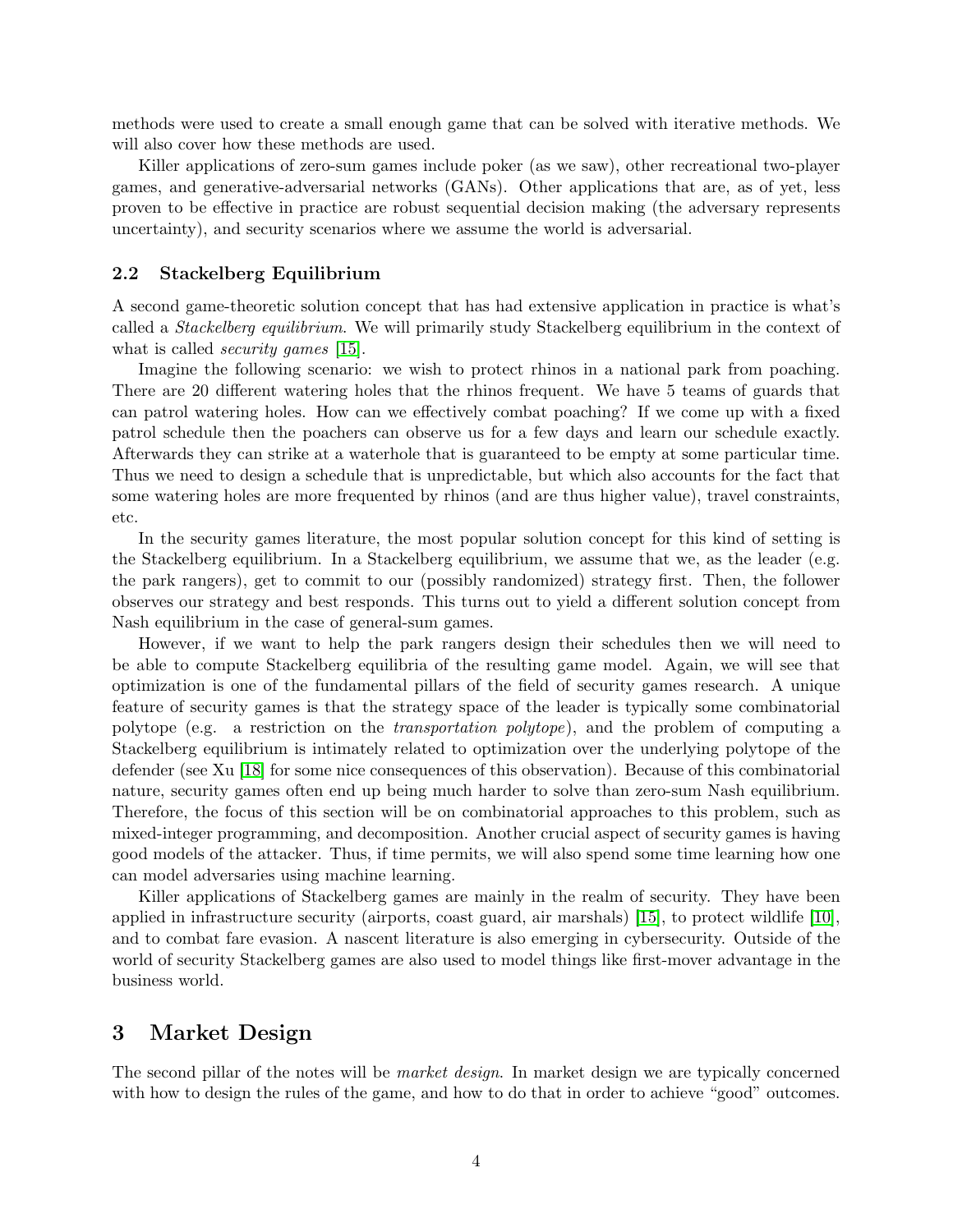methods were used to create a small enough game that can be solved with iterative methods. We will also cover how these methods are used.

Killer applications of zero-sum games include poker (as we saw), other recreational two-player games, and generative-adversarial networks (GANs). Other applications that are, as of yet, less proven to be effective in practice are robust sequential decision making (the adversary represents uncertainty), and security scenarios where we assume the world is adversarial.

### 2.2 Stackelberg Equilibrium

A second game-theoretic solution concept that has had extensive application in practice is what's called a *Stackelberg equilibrium*. We will primarily study Stackelberg equilibrium in the context of what is called *security games* [15].

Imagine the following scenario: we wish to protect rhinos in a national park from poaching. There are 20 different watering holes that the rhinos frequent. We have 5 teams of guards that can patrol watering holes. How can we effectively combat poaching? If we come up with a fixed patrol schedule then the poachers can observe us for a few days and learn our schedule exactly. Afterwards they can strike at a waterhole that is guaranteed to be empty at some particular time. Thus we need to design a schedule that is unpredictable, but which also accounts for the fact that some watering holes are more frequented by rhinos (and are thus higher value), travel constraints, etc.

In the security games literature, the most popular solution concept for this kind of setting is the Stackelberg equilibrium. In a Stackelberg equilibrium, we assume that we, as the leader (e.g. the park rangers), get to commit to our (possibly randomized) strategy first. Then, the follower observes our strategy and best responds. This turns out to yield a different solution concept from Nash equilibrium in the case of general-sum games.

However, if we want to help the park rangers design their schedules then we will need to be able to compute Stackelberg equilibria of the resulting game model. Again, we will see that optimization is one of the fundamental pillars of the field of security games research. A unique feature of security games is that the strategy space of the leader is typically some combinatorial polytope (e.g. a restriction on the *transportation polytope*), and the problem of computing a Stackelberg equilibrium is intimately related to optimization over the underlying polytope of the defender (see Xu [18] for some nice consequences of this observation). Because of this combinatorial nature, security games often end up being much harder to solve than zero-sum Nash equilibrium. Therefore, the focus of this section will be on combinatorial approaches to this problem, such as mixed-integer programming, and decomposition. Another crucial aspect of security games is having good models of the attacker. Thus, if time permits, we will also spend some time learning how one can model adversaries using machine learning.

Killer applications of Stackelberg games are mainly in the realm of security. They have been applied in infrastructure security (airports, coast guard, air marshals) [15], to protect wildlife [10], and to combat fare evasion. A nascent literature is also emerging in cybersecurity. Outside of the world of security Stackelberg games are also used to model things like first-mover advantage in the business world.

## 3 Market Design

The second pillar of the notes will be *market design*. In market design we are typically concerned with how to design the rules of the game, and how to do that in order to achieve "good" outcomes.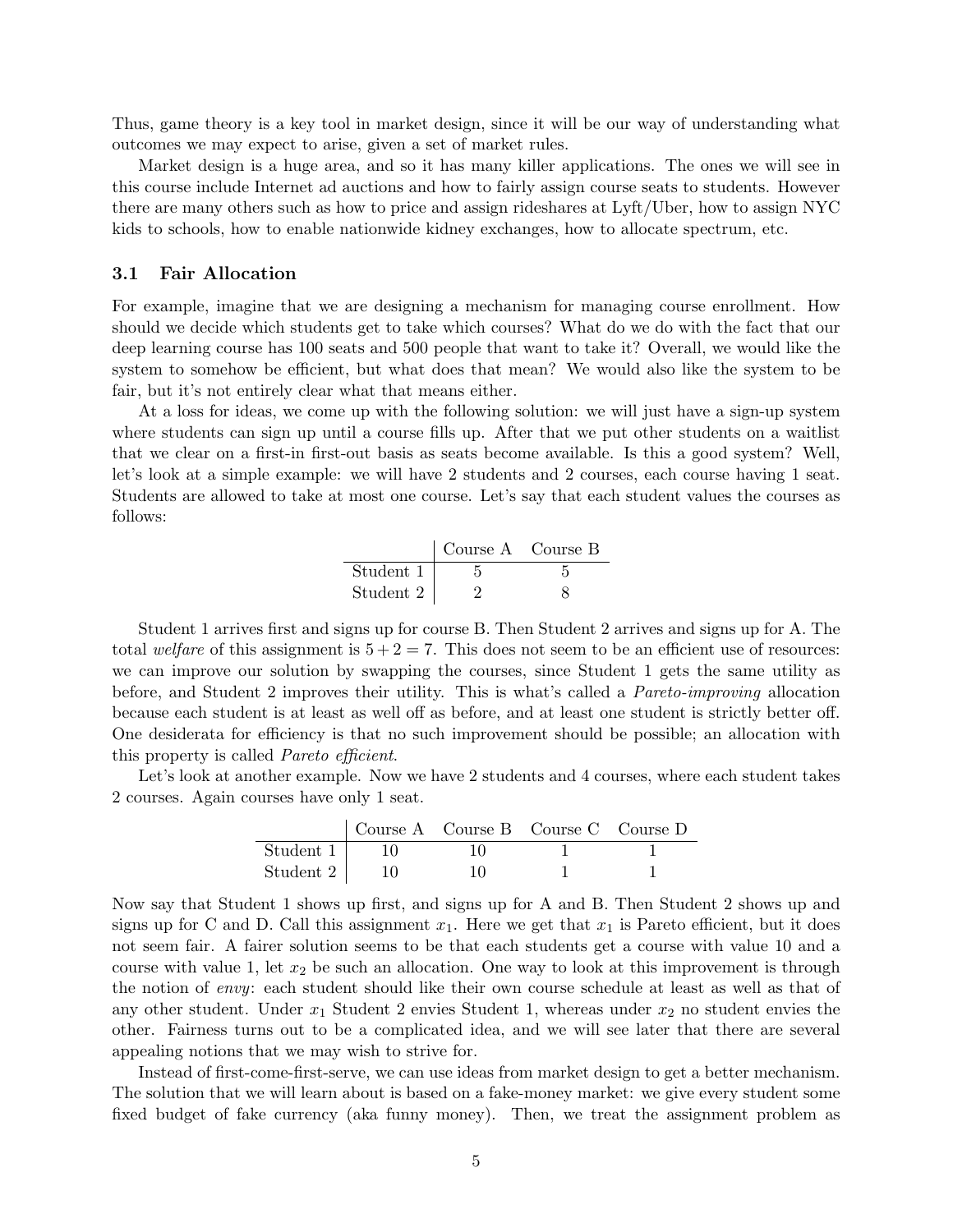Thus, game theory is a key tool in market design, since it will be our way of understanding what outcomes we may expect to arise, given a set of market rules.

Market design is a huge area, and so it has many killer applications. The ones we will see in this course include Internet ad auctions and how to fairly assign course seats to students. However there are many others such as how to price and assign rideshares at Lyft/Uber, how to assign NYC kids to schools, how to enable nationwide kidney exchanges, how to allocate spectrum, etc.

### 3.1 Fair Allocation

For example, imagine that we are designing a mechanism for managing course enrollment. How should we decide which students get to take which courses? What do we do with the fact that our deep learning course has 100 seats and 500 people that want to take it? Overall, we would like the system to somehow be efficient, but what does that mean? We would also like the system to be fair, but it's not entirely clear what that means either.

At a loss for ideas, we come up with the following solution: we will just have a sign-up system where students can sign up until a course fills up. After that we put other students on a waitlist that we clear on a first-in first-out basis as seats become available. Is this a good system? Well, let's look at a simple example: we will have 2 students and 2 courses, each course having 1 seat. Students are allowed to take at most one course. Let's say that each student values the courses as follows:

| | Course A | Course B |
|---|---|---|
| Student 1 | 5 | 5 |
| Student 2 | 2 | 8 |

Student 1 arrives first and signs up for course B. Then Student 2 arrives and signs up for A. The total *welfare* of this assignment is $5 + 2 = 7$. This does not seem to be an efficient use of resources: we can improve our solution by swapping the courses, since Student 1 gets the same utility as before, and Student 2 improves their utility. This is what's called a *Pareto-improving* allocation because each student is at least as well off as before, and at least one student is strictly better off. One desiderata for efficiency is that no such improvement should be possible; an allocation with this property is called *Pareto efficient*.

Let's look at another example. Now we have 2 students and 4 courses, where each student takes 2 courses. Again courses have only 1 seat.

| | Course A | Course B | Course C | Course D |
|---|---|---|---|---|
| Student 1 | 10 | 10 | 1 | 1 |
| Student 2 | 10 | 10 | 1 | 1 |

Now say that Student 1 shows up first, and signs up for A and B. Then Student 2 shows up and signs up for C and D. Call this assignment $x_1$. Here we get that $x_1$ is Pareto efficient, but it does not seem fair. A fairer solution seems to be that each students get a course with value 10 and a course with value 1, let $x_2$ be such an allocation. One way to look at this improvement is through the notion of *envy*: each student should like their own course schedule at least as well as that of any other student. Under $x_1$ Student 2 envies Student 1, whereas under $x_2$ no student envies the other. Fairness turns out to be a complicated idea, and we will see later that there are several appealing notions that we may wish to strive for.

Instead of first-come-first-serve, we can use ideas from market design to get a better mechanism. The solution that we will learn about is based on a fake-money market: we give every student some fixed budget of fake currency (aka funny money). Then, we treat the assignment problem as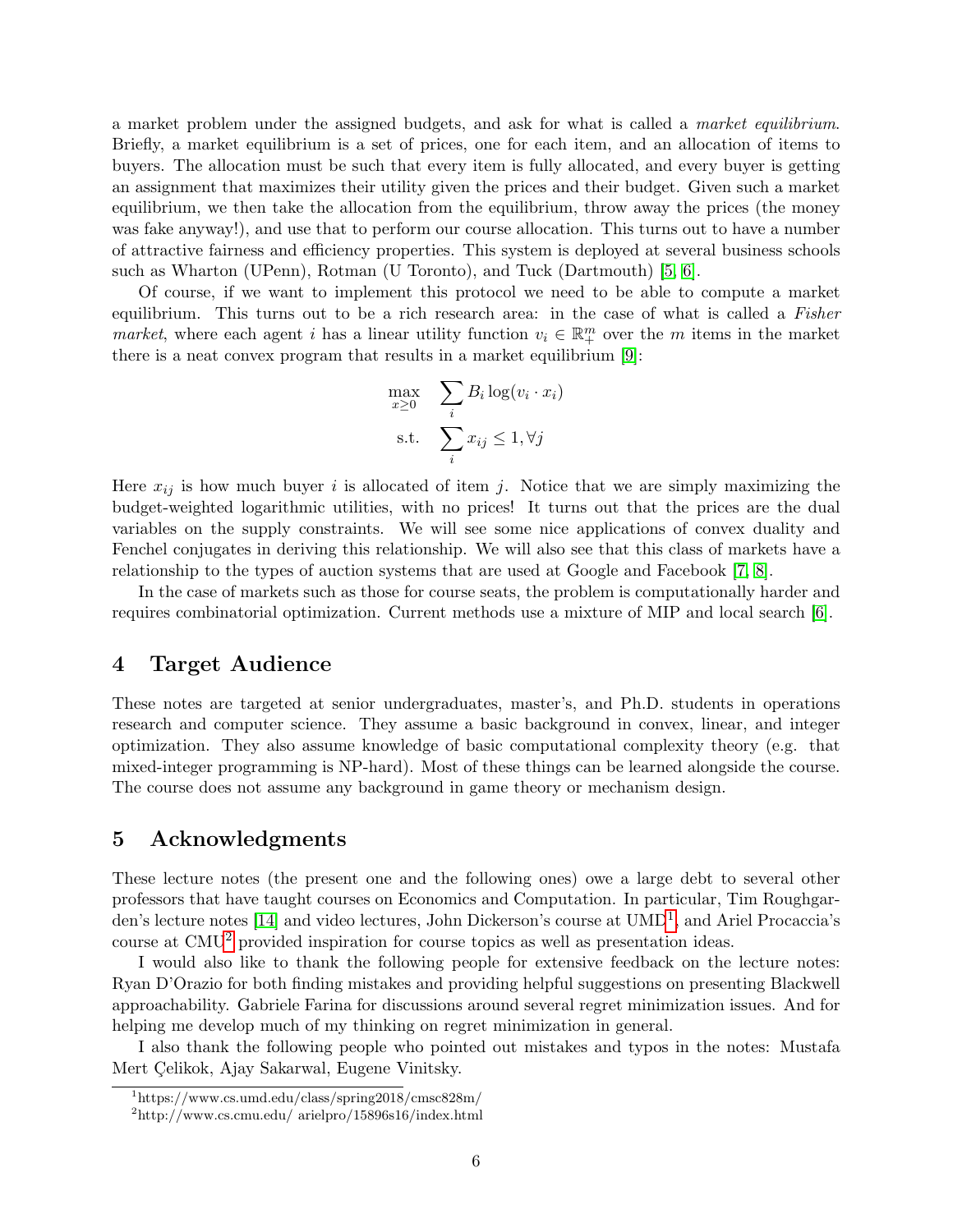a market problem under the assigned budgets, and ask for what is called a *market equilibrium*. Briefly, a market equilibrium is a set of prices, one for each item, and an allocation of items to buyers. The allocation must be such that every item is fully allocated, and every buyer is getting an assignment that maximizes their utility given the prices and their budget. Given such a market equilibrium, we then take the allocation from the equilibrium, throw away the prices (the money was fake anyway!), and use that to perform our course allocation. This turns out to have a number of attractive fairness and efficiency properties. This system is deployed at several business schools such as Wharton (UPenn), Rotman (U Toronto), and Tuck (Dartmouth) [5, 6].

Of course, if we want to implement this protocol we need to be able to compute a market equilibrium. This turns out to be a rich research area: in the case of what is called a *Fisher market*, where each agent $i$ has a linear utility function $v_i \in \mathbb{R}^m_+$ over the $m$ items in the market there is a neat convex program that results in a market equilibrium [9]:

$$
\begin{aligned}
\max_{x \geq 0} \quad & \sum_i B_i \log(v_i \cdot x_i) \\
\text{s.t.} \quad & \sum_i x_{ij} \leq 1, \forall j
\end{aligned}
$$

Here $x_{ij}$ is how much buyer $i$ is allocated of item $j$. Notice that we are simply maximizing the budget-weighted logarithmic utilities, with no prices! It turns out that the prices are the dual variables on the supply constraints. We will see some nice applications of convex duality and Fenchel conjugates in deriving this relationship. We will also see that this class of markets have a relationship to the types of auction systems that are used at Google and Facebook [7, 8].

In the case of markets such as those for course seats, the problem is computationally harder and requires combinatorial optimization. Current methods use a mixture of MIP and local search [6].

## 4 Target Audience

These notes are targeted at senior undergraduates, master's, and Ph.D. students in operations research and computer science. They assume a basic background in convex, linear, and integer optimization. They also assume knowledge of basic computational complexity theory (e.g. that mixed-integer programming is NP-hard). Most of these things can be learned alongside the course. The course does not assume any background in game theory or mechanism design.

## 5 Acknowledgments

These lecture notes (the present one and the following ones) owe a large debt to several other professors that have taught courses on Economics and Computation. In particular, Tim Roughgarden's lecture notes [14] and video lectures, John Dickerson's course at UMD[1], and Ariel Procaccia's course at CMU[2] provided inspiration for course topics as well as presentation ideas.

I would also like to thank the following people for extensive feedback on the lecture notes: Ryan D'Orazio for both finding mistakes and providing helpful suggestions on presenting Blackwell approachability. Gabriele Farina for discussions around several regret minimization issues. And for helping me develop much of my thinking on regret minimization in general.

I also thank the following people who pointed out mistakes and typos in the notes: Mustafa Mert Çelikok, Ajay Sakarwal, Eugene Vinitsky.

[1] https://www.cs.umd.edu/class/spring2018/cmsc828m/

[2] http://www.cs.cmu.edu/ arielpro/15896s16/index.html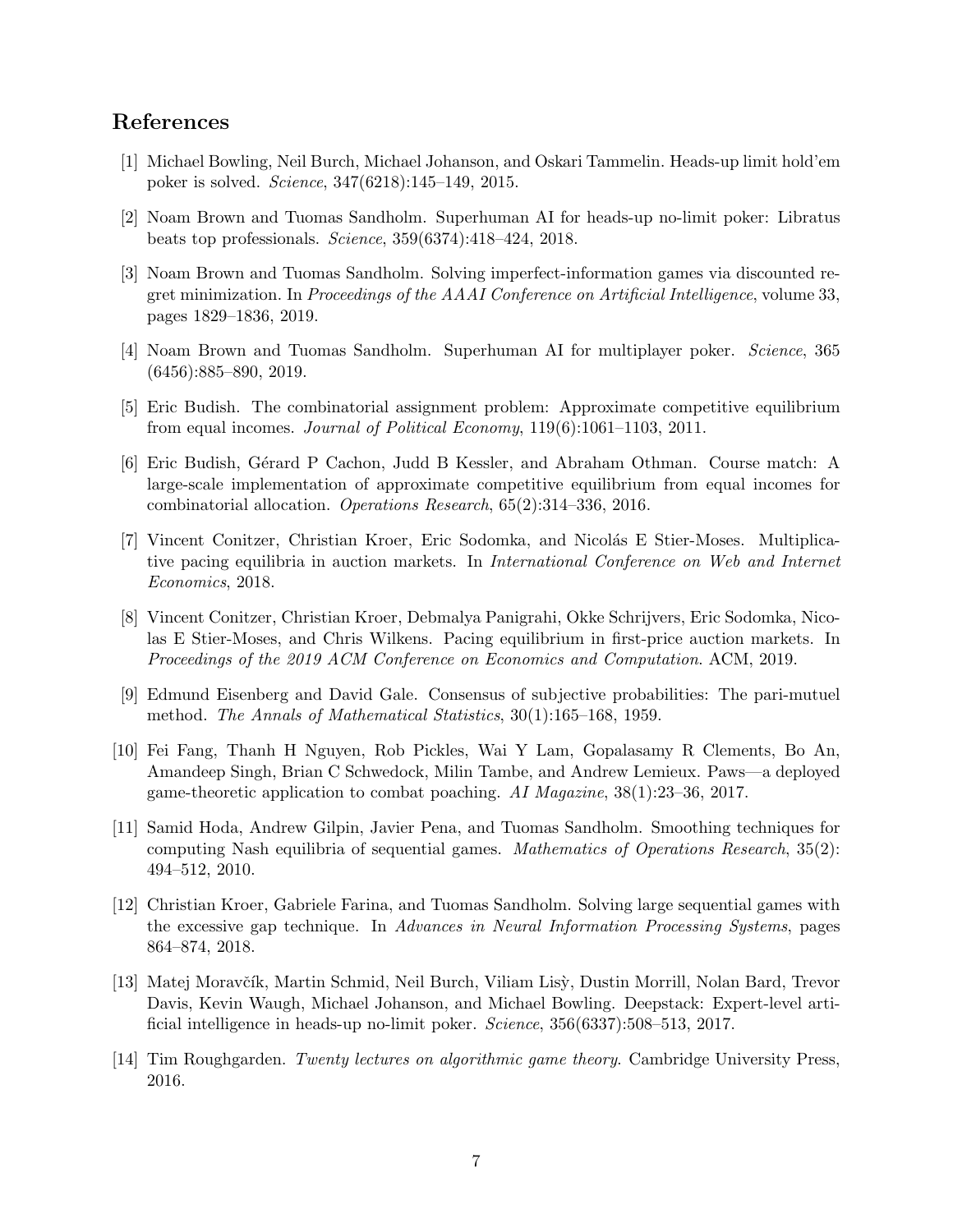## References

[1] Michael Bowling, Neil Burch, Michael Johanson, and Oskari Tammelin. Heads-up limit hold'em poker is solved. *Science*, 347(6218):145–149, 2015.

[2] Noam Brown and Tuomas Sandholm. Superhuman AI for heads-up no-limit poker: Libratus beats top professionals. *Science*, 359(6374):418–424, 2018.

[3] Noam Brown and Tuomas Sandholm. Solving imperfect-information games via discounted regret minimization. In *Proceedings of the AAAI Conference on Artificial Intelligence*, volume 33, pages 1829–1836, 2019.

[4] Noam Brown and Tuomas Sandholm. Superhuman AI for multiplayer poker. *Science*, 365 (6456):885–890, 2019.

[5] Eric Budish. The combinatorial assignment problem: Approximate competitive equilibrium from equal incomes. *Journal of Political Economy*, 119(6):1061–1103, 2011.

[6] Eric Budish, Gérard P Cachon, Judd B Kessler, and Abraham Othman. Course match: A large-scale implementation of approximate competitive equilibrium from equal incomes for combinatorial allocation. *Operations Research*, 65(2):314–336, 2016.

[7] Vincent Conitzer, Christian Kroer, Eric Sodomka, and Nicolás E Stier-Moses. Multiplicative pacing equilibria in auction markets. In *International Conference on Web and Internet Economics*, 2018.

[8] Vincent Conitzer, Christian Kroer, Debmalya Panigrahi, Okke Schrijvers, Eric Sodomka, Nicolas E Stier-Moses, and Chris Wilkens. Pacing equilibrium in first-price auction markets. In *Proceedings of the 2019 ACM Conference on Economics and Computation*. ACM, 2019.

[9] Edmund Eisenberg and David Gale. Consensus of subjective probabilities: The pari-mutuel method. *The Annals of Mathematical Statistics*, 30(1):165–168, 1959.

[10] Fei Fang, Thanh H Nguyen, Rob Pickles, Wai Y Lam, Gopalasamy R Clements, Bo An, Amandeep Singh, Brian C Schwedock, Milin Tambe, and Andrew Lemieux. Paws—a deployed game-theoretic application to combat poaching. *AI Magazine*, 38(1):23–36, 2017.

[11] Samid Hoda, Andrew Gilpin, Javier Pena, and Tuomas Sandholm. Smoothing techniques for computing Nash equilibria of sequential games. *Mathematics of Operations Research*, 35(2): 494–512, 2010.

[12] Christian Kroer, Gabriele Farina, and Tuomas Sandholm. Solving large sequential games with the excessive gap technique. In *Advances in Neural Information Processing Systems*, pages 864–874, 2018.

[13] Matej Moravčík, Martin Schmid, Neil Burch, Viliam Lisỳ, Dustin Morrill, Nolan Bard, Trevor Davis, Kevin Waugh, Michael Johanson, and Michael Bowling. Deepstack: Expert-level artificial intelligence in heads-up no-limit poker. *Science*, 356(6337):508–513, 2017.

[14] Tim Roughgarden. *Twenty lectures on algorithmic game theory*. Cambridge University Press, 2016.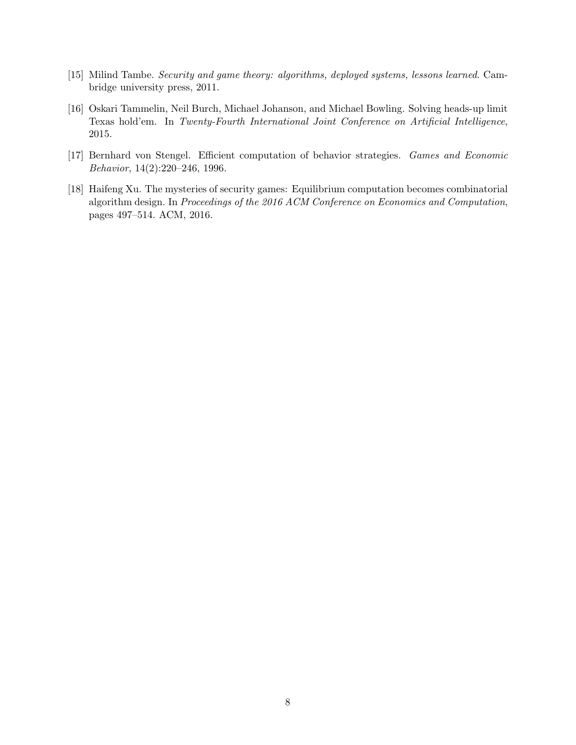[15] Milind Tambe. *Security and game theory: algorithms, deployed systems, lessons learned*. Cambridge university press, 2011.

[16] Oskari Tammelin, Neil Burch, Michael Johanson, and Michael Bowling. Solving heads-up limit Texas hold'em. In *Twenty-Fourth International Joint Conference on Artificial Intelligence*, 2015.

[17] Bernhard von Stengel. Efficient computation of behavior strategies. *Games and Economic Behavior*, 14(2):220–246, 1996.

[18] Haifeng Xu. The mysteries of security games: Equilibrium computation becomes combinatorial algorithm design. In *Proceedings of the 2016 ACM Conference on Economics and Computation*, pages 497–514. ACM, 2016.